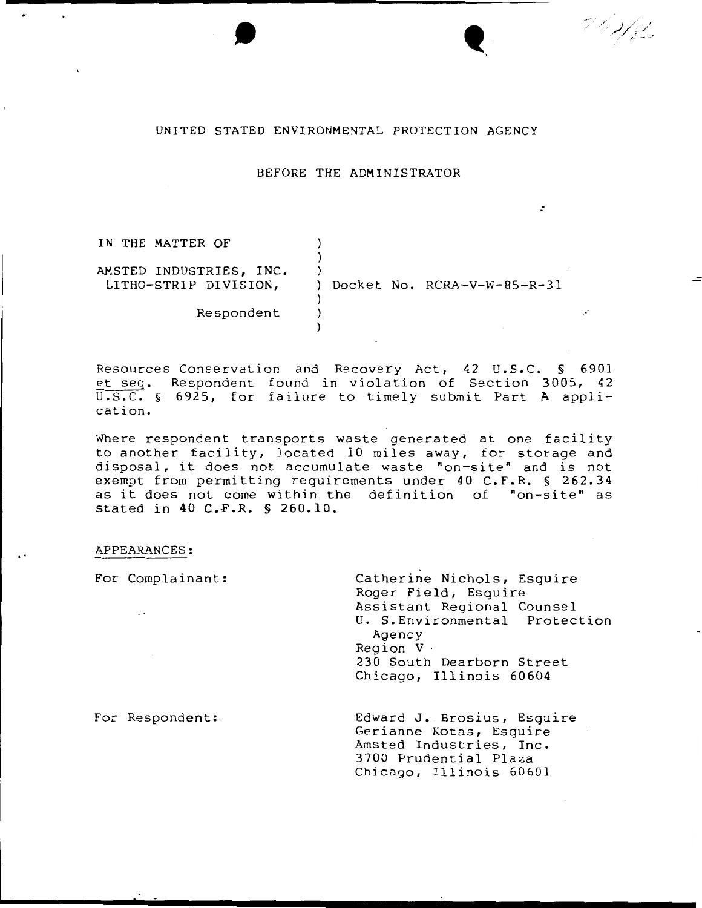UNITED STATED ENVIRONMENTAL PROTECTION AGENCY

BEFORE THE ADMINISTRATOR

| | |
|---|---|
| IN THE MATTER OF | ) |
| | ) |
| AMSTED INDUSTRIES, INC. | ) |
| LITHO-STRIP DIVISION, | ) Docket No. RCRA-V-W-85-R-31 |
| | ) |
| Respondent | ) |
| | ) |

Resources Conservation and Recovery Act, 42 U.S.C. § 6901 et seq. Respondent found in violation of Section 3005, 42 U.S.C. § 6925, for failure to timely submit Part A application.

Where respondent transports waste generated at one facility to another facility, located 10 miles away, for storage and disposal, it does not accumulate waste "on-site" and is not exempt from permitting requirements under 40 C.F.R. § 262.34 as it does not come within the definition of "on-site" as stated in 40 C.F.R. § 260.10.

APPEARANCES:

For Complainant:

Catherine Nichols, Esquire
Roger Field, Esquire
Assistant Regional Counsel
U. S. Environmental Protection Agency
Region V
230 South Dearborn Street
Chicago, Illinois 60604

For Respondent:

Edward J. Brosius, Esquire
Gerianne Kotas, Esquire
Amsted Industries, Inc.
3700 Prudential Plaza
Chicago, Illinois 60601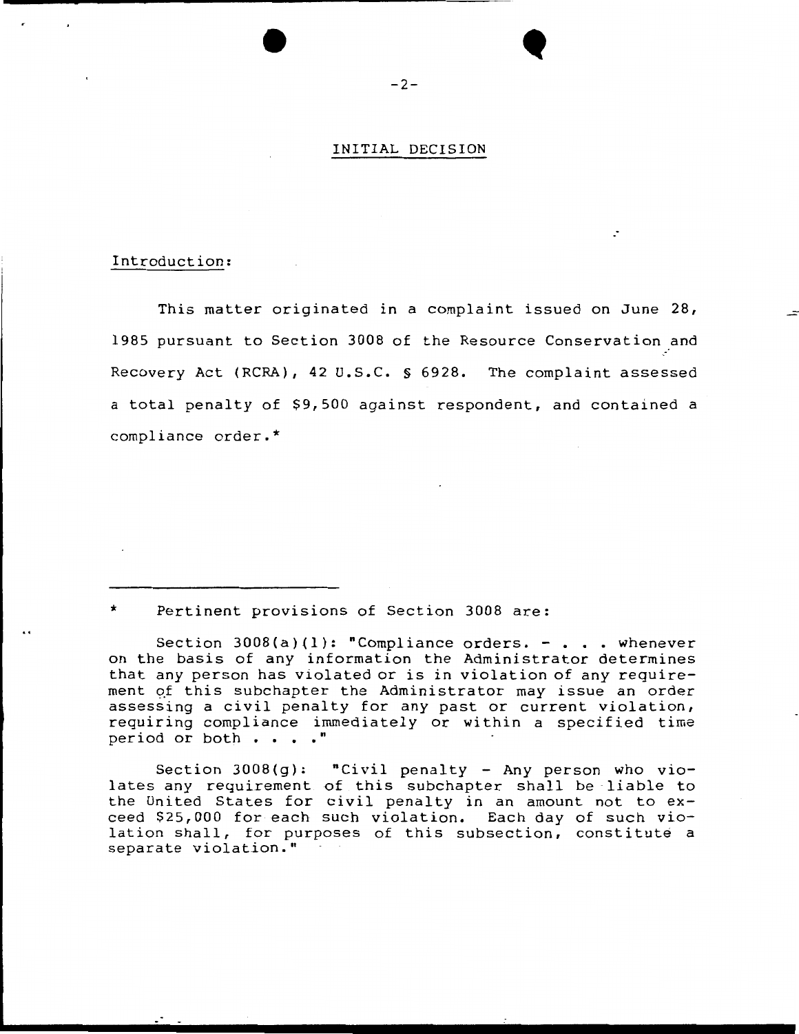## INITIAL DECISION

Introduction:

This matter originated in a complaint issued on June 28, 1985 pursuant to Section 3008 of the Resource Conservation and Recovery Act (RCRA), 42 U.S.C. § 6928. The complaint assessed a total penalty of $9,500 against respondent, and contained a compliance order.*

---

\* Pertinent provisions of Section 3008 are:

Section 3008(a)(1): "Compliance orders. - . . . whenever on the basis of any information the Administrator determines that any person has violated or is in violation of any requirement of this subchapter the Administrator may issue an order assessing a civil penalty for any past or current violation, requiring compliance immediately or within a specified time period or both . . . ."

Section 3008(g): "Civil penalty - Any person who violates any requirement of this subchapter shall be liable to the United States for civil penalty in an amount not to exceed $25,000 for each such violation. Each day of such violation shall, for purposes of this subsection, constitute a separate violation."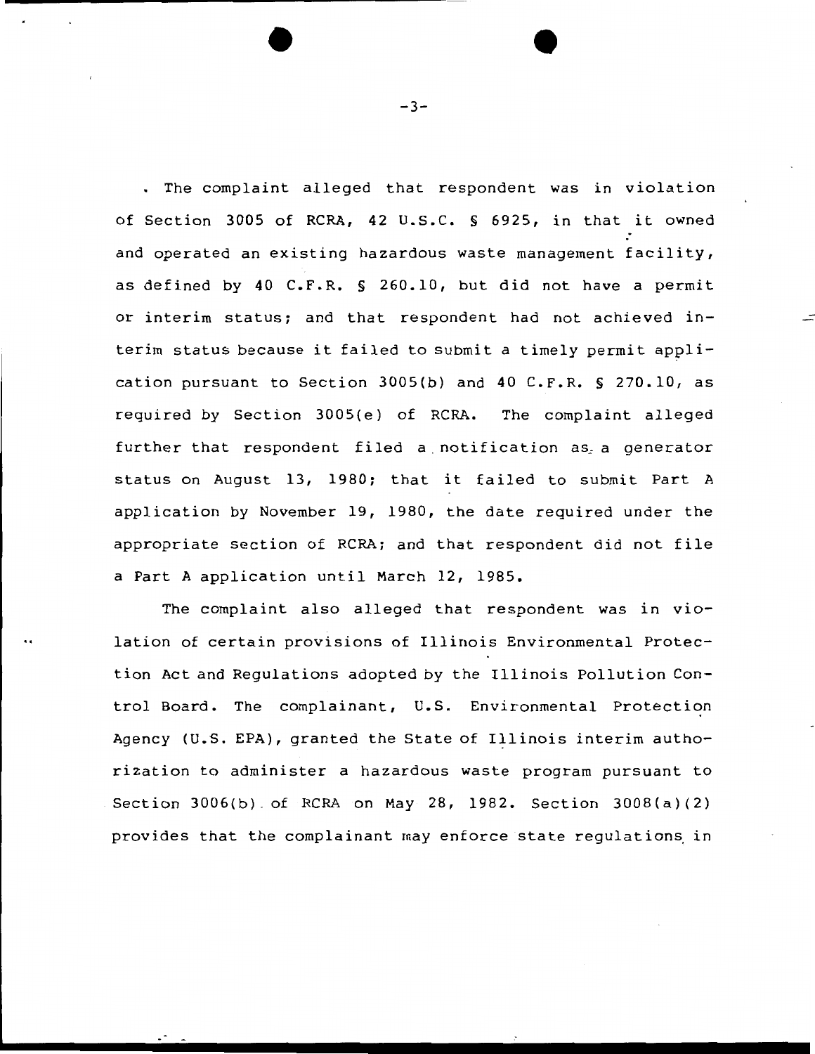The complaint alleged that respondent was in violation of Section 3005 of RCRA, 42 U.S.C. § 6925, in that it owned and operated an existing hazardous waste management facility, as defined by 40 C.F.R. § 260.10, but did not have a permit or interim status; and that respondent had not achieved interim status because it failed to submit a timely permit application pursuant to Section 3005(b) and 40 C.F.R. § 270.10, as required by Section 3005(e) of RCRA. The complaint alleged further that respondent filed a notification as a generator status on August 13, 1980; that it failed to submit Part A application by November 19, 1980, the date required under the appropriate section of RCRA; and that respondent did not file a Part A application until March 12, 1985.

The complaint also alleged that respondent was in violation of certain provisions of Illinois Environmental Protection Act and Regulations adopted by the Illinois Pollution Control Board. The complainant, U.S. Environmental Protection Agency (U.S. EPA), granted the State of Illinois interim authorization to administer a hazardous waste program pursuant to Section 3006(b) of RCRA on May 28, 1982. Section 3008(a)(2) provides that the complainant may enforce state regulations in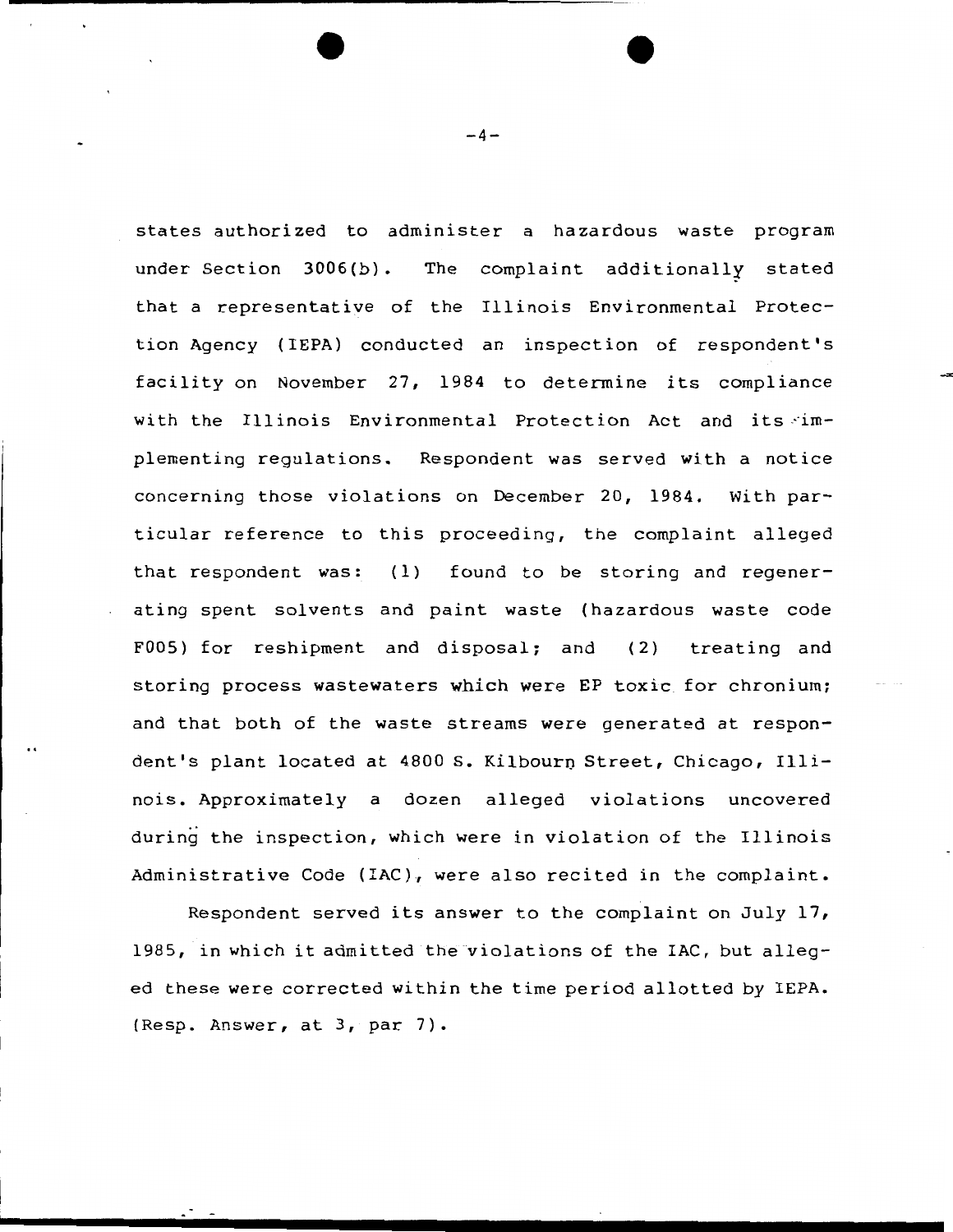states authorized to administer a hazardous waste program under Section 3006(b). The complaint additionally stated that a representative of the Illinois Environmental Protection Agency (IEPA) conducted an inspection of respondent's facility on November 27, 1984 to determine its compliance with the Illinois Environmental Protection Act and its implementing regulations. Respondent was served with a notice concerning those violations on December 20, 1984. With particular reference to this proceeding, the complaint alleged that respondent was: (1) found to be storing and regenerating spent solvents and paint waste (hazardous waste code F005) for reshipment and disposal; and (2) treating and storing process wastewaters which were EP toxic for chronium; and that both of the waste streams were generated at respondent's plant located at 4800 S. Kilbourn Street, Chicago, Illinois. Approximately a dozen alleged violations uncovered during the inspection, which were in violation of the Illinois Administrative Code (IAC), were also recited in the complaint.

Respondent served its answer to the complaint on July 17, 1985, in which it admitted the violations of the IAC, but alleged these were corrected within the time period allotted by IEPA. (Resp. Answer, at 3, par 7).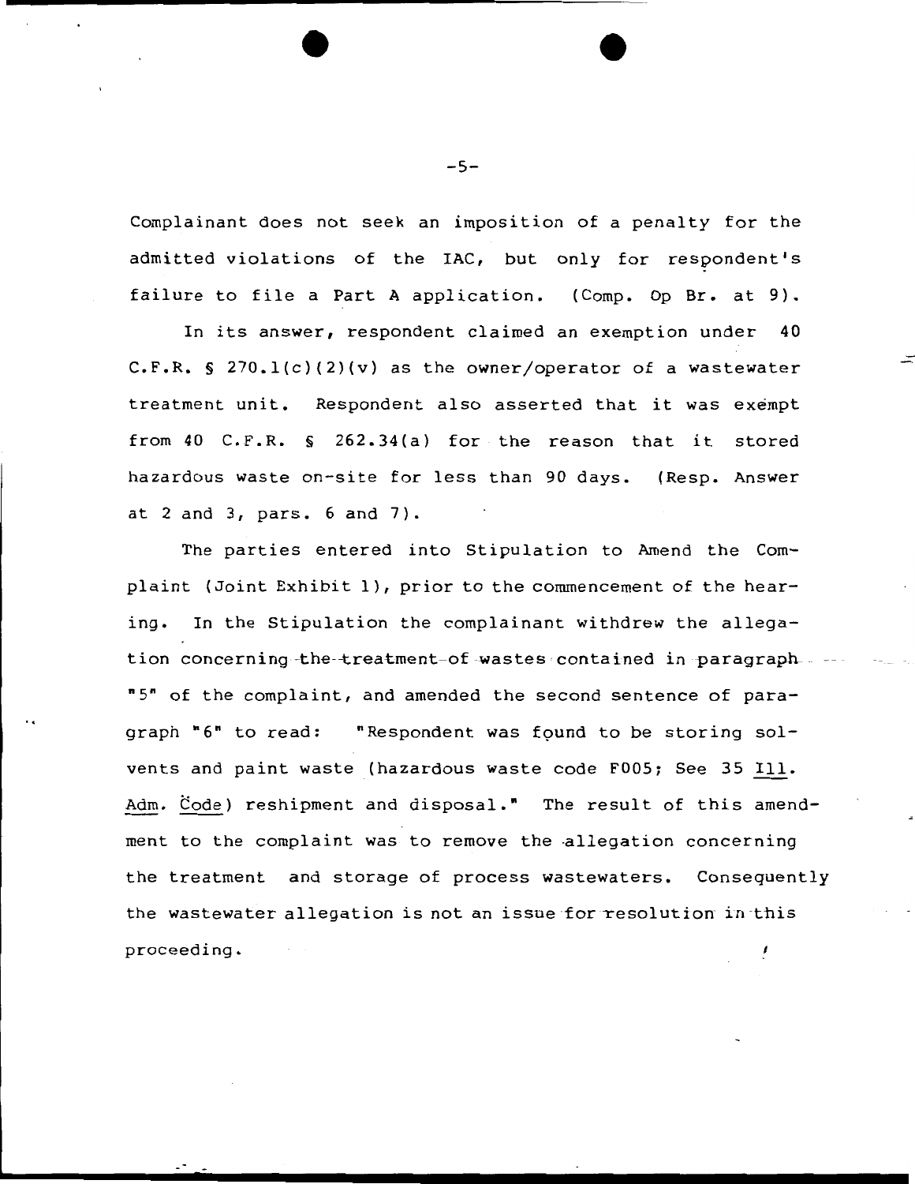Complainant does not seek an imposition of a penalty for the admitted violations of the IAC, but only for respondent's failure to file a Part A application. (Comp. Op Br. at 9).

In its answer, respondent claimed an exemption under 40 C.F.R. § 270.1(c)(2)(v) as the owner/operator of a wastewater treatment unit. Respondent also asserted that it was exempt from 40 C.F.R. § 262.34(a) for the reason that it stored hazardous waste on-site for less than 90 days. (Resp. Answer at 2 and 3, pars. 6 and 7).

The parties entered into Stipulation to Amend the Complaint (Joint Exhibit 1), prior to the commencement of the hearing. In the Stipulation the complainant withdrew the allegation concerning the treatment of wastes contained in paragraph "5" of the complaint, and amended the second sentence of paragraph "6" to read: "Respondent was found to be storing solvents and paint waste (hazardous waste code F005; See 35 Ill. Adm. Code) reshipment and disposal." The result of this amendment to the complaint was to remove the allegation concerning the treatment and storage of process wastewaters. Consequently the wastewater allegation is not an issue for resolution in this proceeding.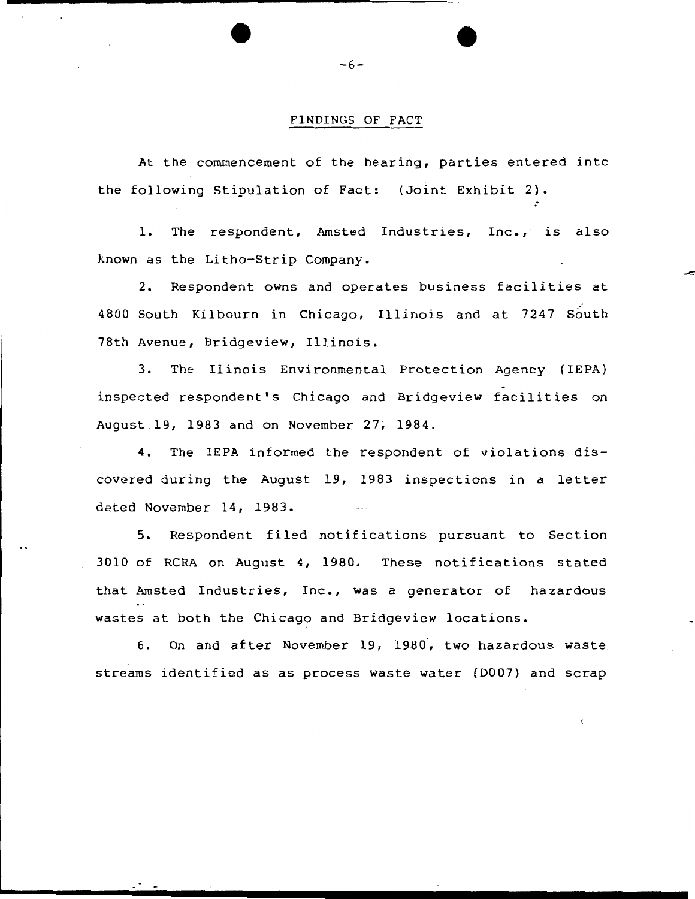## FINDINGS OF FACT

At the commencement of the hearing, parties entered into the following Stipulation of Fact: (Joint Exhibit 2).

1. The respondent, Amsted Industries, Inc., is also known as the Litho-Strip Company.

2. Respondent owns and operates business facilities at 4800 South Kilbourn in Chicago, Illinois and at 7247 South 78th Avenue, Bridgeview, Illinois.

3. The Ilinois Environmental Protection Agency (IEPA) inspected respondent's Chicago and Bridgeview facilities on August 19, 1983 and on November 27, 1984.

4. The IEPA informed the respondent of violations discovered during the August 19, 1983 inspections in a letter dated November 14, 1983.

5. Respondent filed notifications pursuant to Section 3010 of RCRA on August 4, 1980. These notifications stated that Amsted Industries, Inc., was a generator of hazardous wastes at both the Chicago and Bridgeview locations.

6. On and after November 19, 1980, two hazardous waste streams identified as as process waste water (D007) and scrap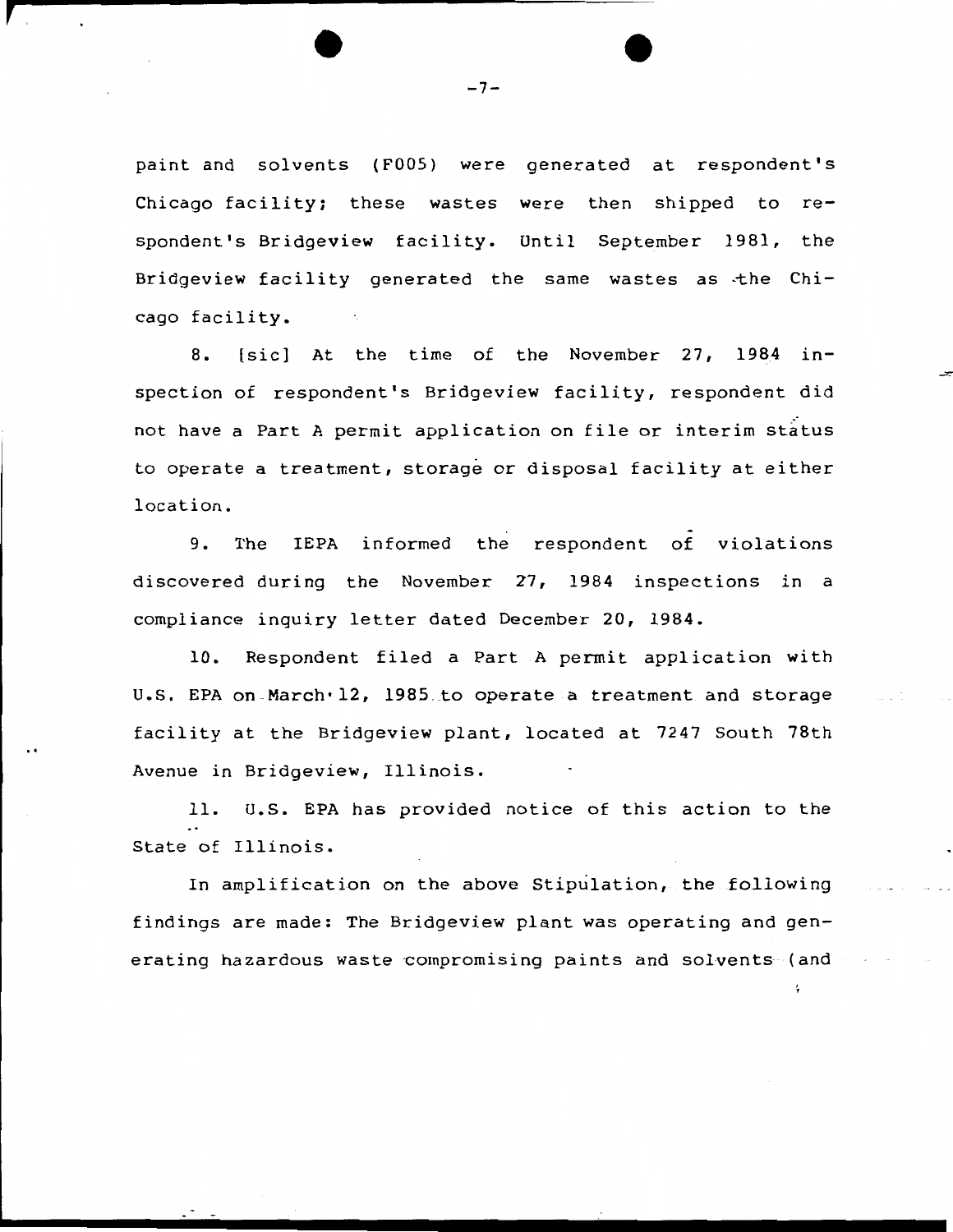paint and solvents (F005) were generated at respondent's Chicago facility; these wastes were then shipped to respondent's Bridgeview facility. Until September 1981, the Bridgeview facility generated the same wastes as the Chicago facility.

8. [sic] At the time of the November 27, 1984 inspection of respondent's Bridgeview facility, respondent did not have a Part A permit application on file or interim status to operate a treatment, storage or disposal facility at either location.

9. The IEPA informed the respondent of violations discovered during the November 27, 1984 inspections in a compliance inquiry letter dated December 20, 1984.

10. Respondent filed a Part A permit application with U.S. EPA on March 12, 1985 to operate a treatment and storage facility at the Bridgeview plant, located at 7247 South 78th Avenue in Bridgeview, Illinois.

11. U.S. EPA has provided notice of this action to the State of Illinois.

In amplification on the above Stipulation, the following findings are made: The Bridgeview plant was operating and generating hazardous waste compromising paints and solvents (and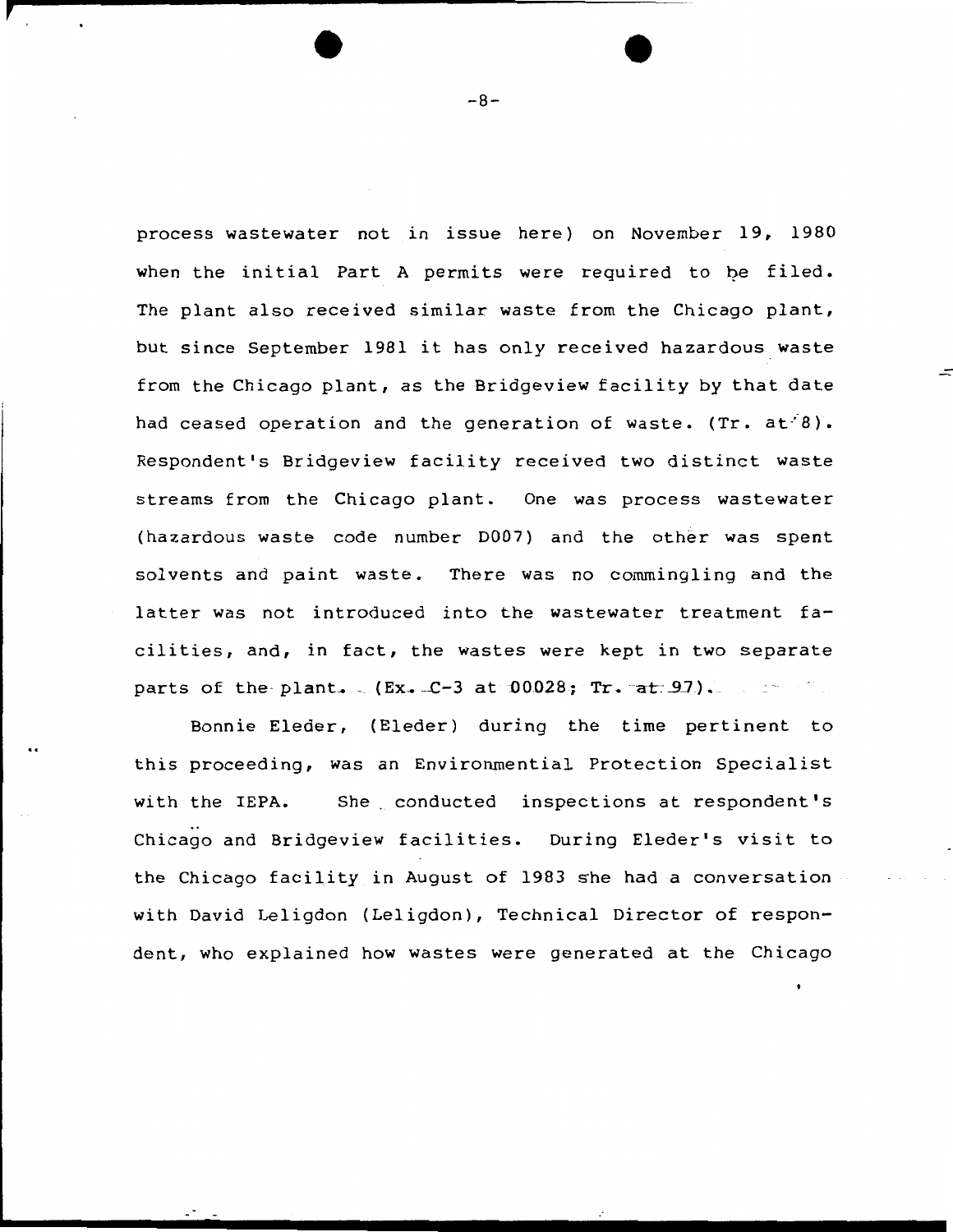process wastewater not in issue here) on November 19, 1980 when the initial Part A permits were required to be filed. The plant also received similar waste from the Chicago plant, but since September 1981 it has only received hazardous waste from the Chicago plant, as the Bridgeview facility by that date had ceased operation and the generation of waste. (Tr. at 8). Respondent's Bridgeview facility received two distinct waste streams from the Chicago plant. One was process wastewater (hazardous waste code number D007) and the other was spent solvents and paint waste. There was no commingling and the latter was not introduced into the wastewater treatment facilities, and, in fact, the wastes were kept in two separate parts of the plant. (Ex. C-3 at 00028; Tr. at 97).

Bonnie Eleder, (Eleder) during the time pertinent to this proceeding, was an Environmental Protection Specialist with the IEPA. She conducted inspections at respondent's Chicago and Bridgeview facilities. During Eleder's visit to the Chicago facility in August of 1983 she had a conversation with David Leligdon (Leligdon), Technical Director of respondent, who explained how wastes were generated at the Chicago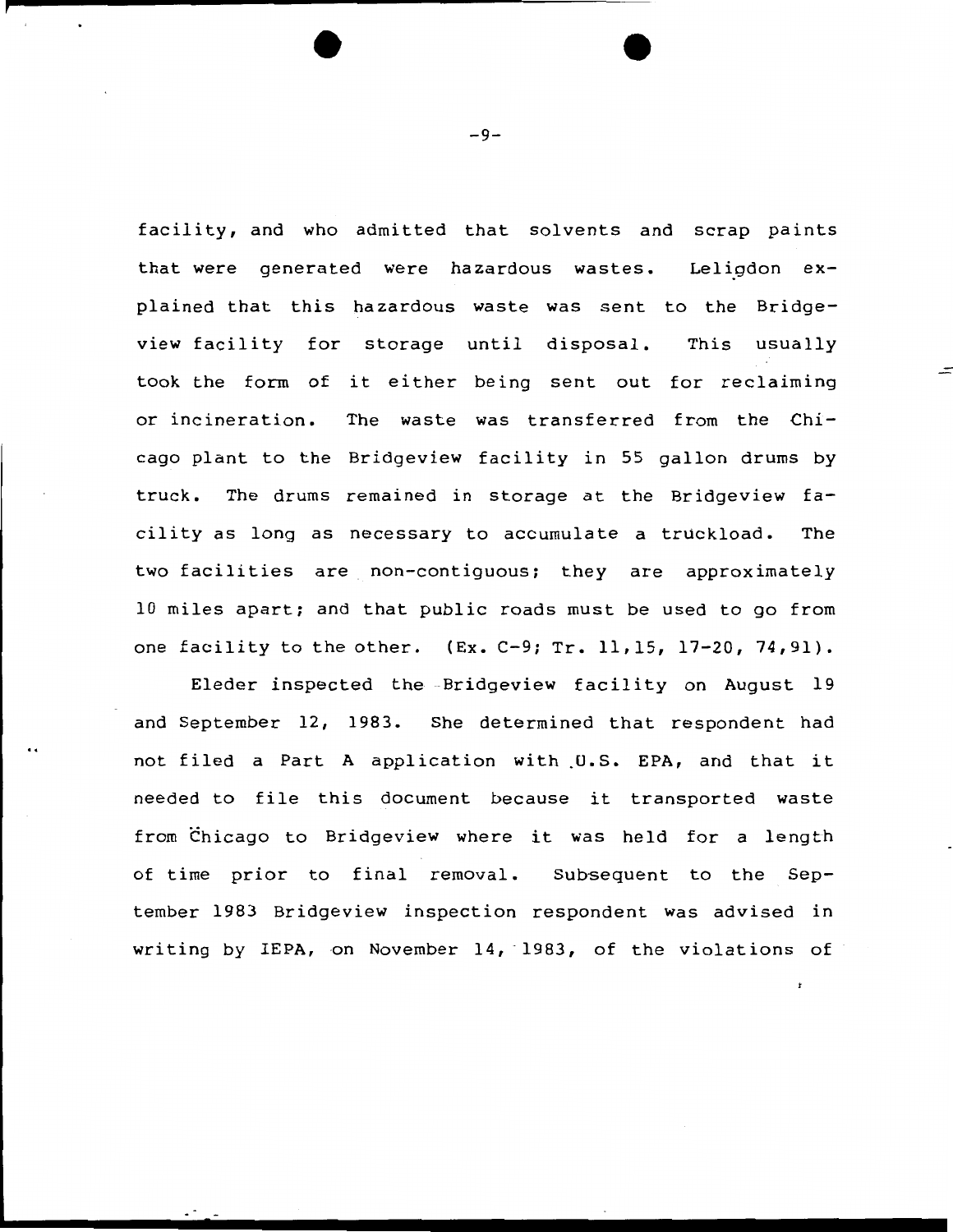facility, and who admitted that solvents and scrap paints that were generated were hazardous wastes. Leligdon explained that this hazardous waste was sent to the Bridgeview facility for storage until disposal. This usually took the form of it either being sent out for reclaiming or incineration. The waste was transferred from the Chicago plant to the Bridgeview facility in 55 gallon drums by truck. The drums remained in storage at the Bridgeview facility as long as necessary to accumulate a truckload. The two facilities are non-contiguous; they are approximately 10 miles apart; and that public roads must be used to go from one facility to the other. (Ex. C-9; Tr. 11,15, 17-20, 74,91).

Eleder inspected the Bridgeview facility on August 19 and September 12, 1983. She determined that respondent had not filed a Part A application with U.S. EPA, and that it needed to file this document because it transported waste from Chicago to Bridgeview where it was held for a length of time prior to final removal. Subsequent to the September 1983 Bridgeview inspection respondent was advised in writing by IEPA, on November 14, 1983, of the violations of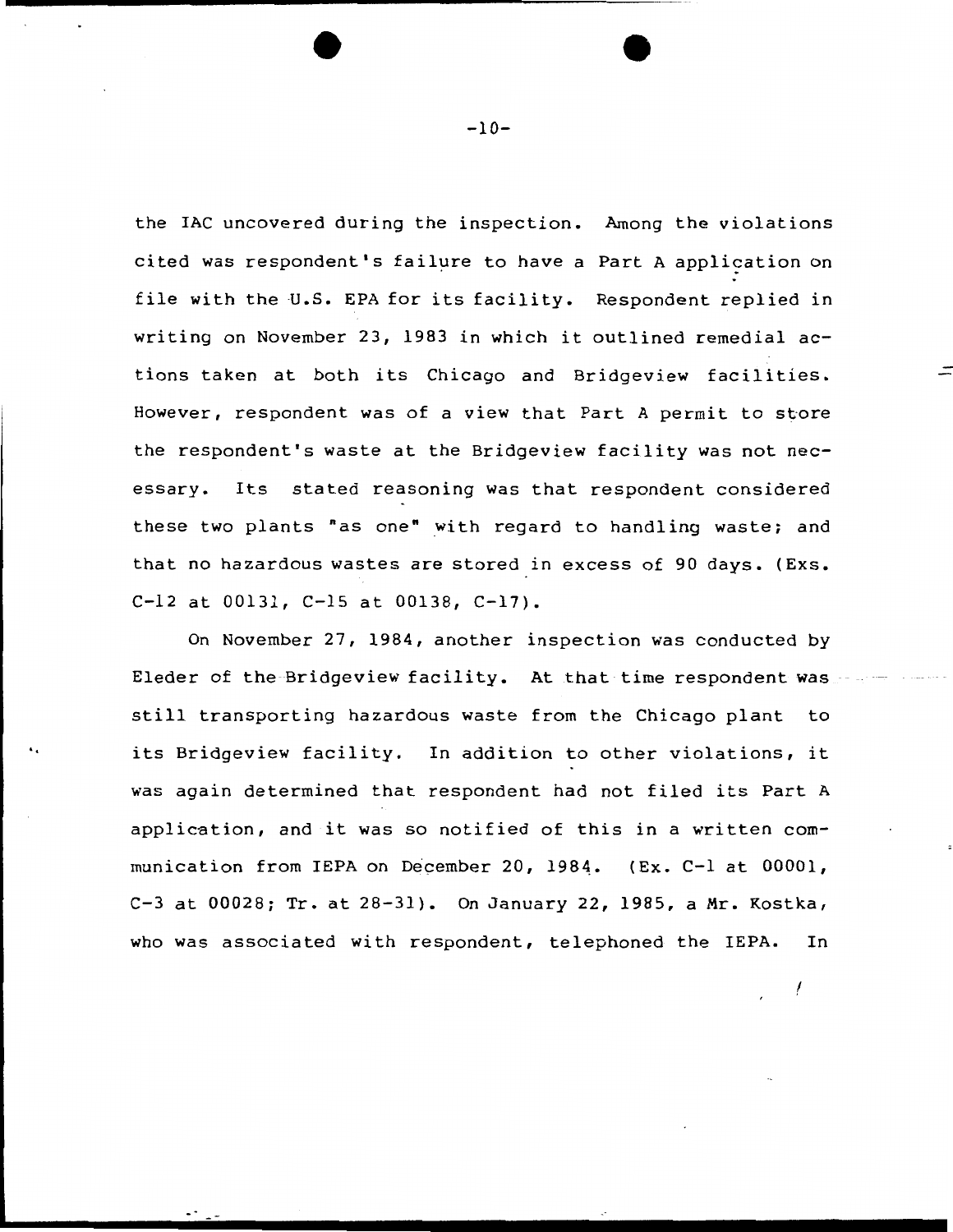the IAC uncovered during the inspection. Among the violations cited was respondent's failure to have a Part A application on file with the U.S. EPA for its facility. Respondent replied in writing on November 23, 1983 in which it outlined remedial actions taken at both its Chicago and Bridgeview facilities. However, respondent was of a view that Part A permit to store the respondent's waste at the Bridgeview facility was not necessary. Its stated reasoning was that respondent considered these two plants "as one" with regard to handling waste; and that no hazardous wastes are stored in excess of 90 days. (Exs. C-12 at 00131, C-15 at 00138, C-17).

On November 27, 1984, another inspection was conducted by Eleder of the Bridgeview facility. At that time respondent was still transporting hazardous waste from the Chicago plant to its Bridgeview facility. In addition to other violations, it was again determined that respondent had not filed its Part A application, and it was so notified of this in a written communication from IEPA on December 20, 1984. (Ex. C-1 at 00001, C-3 at 00028; Tr. at 28-31). On January 22, 1985, a Mr. Kostka, who was associated with respondent, telephoned the IEPA. In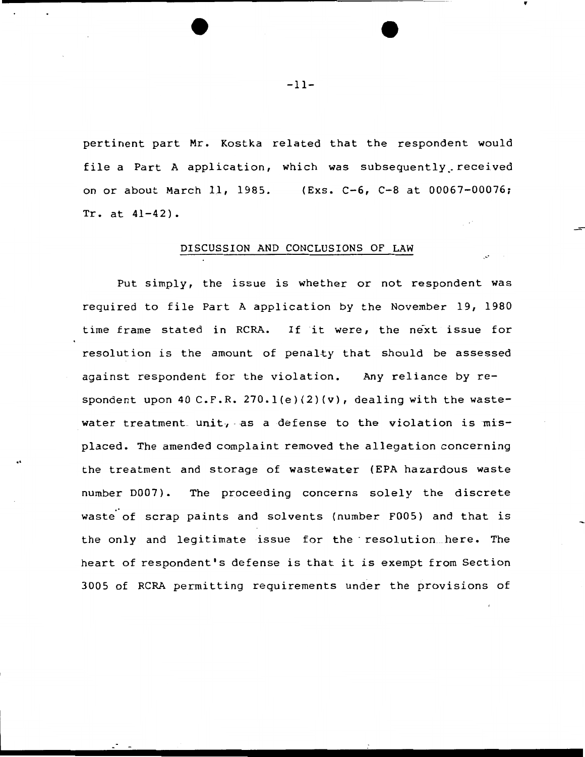pertinent part Mr. Kostka related that the respondent would file a Part A application, which was subsequently received on or about March 11, 1985. (Exs. C-6, C-8 at 00067-00076; Tr. at 41-42).

## DISCUSSION AND CONCLUSIONS OF LAW

Put simply, the issue is whether or not respondent was required to file Part A application by the November 19, 1980 time frame stated in RCRA. If it were, the next issue for resolution is the amount of penalty that should be assessed against respondent for the violation. Any reliance by respondent upon 40 C.F.R. 270.1(e)(2)(v), dealing with the wastewater treatment unit, as a defense to the violation is misplaced. The amended complaint removed the allegation concerning the treatment and storage of wastewater (EPA hazardous waste number D007). The proceeding concerns solely the discrete waste of scrap paints and solvents (number F005) and that is the only and legitimate issue for the resolution here. The heart of respondent's defense is that it is exempt from Section 3005 of RCRA permitting requirements under the provisions of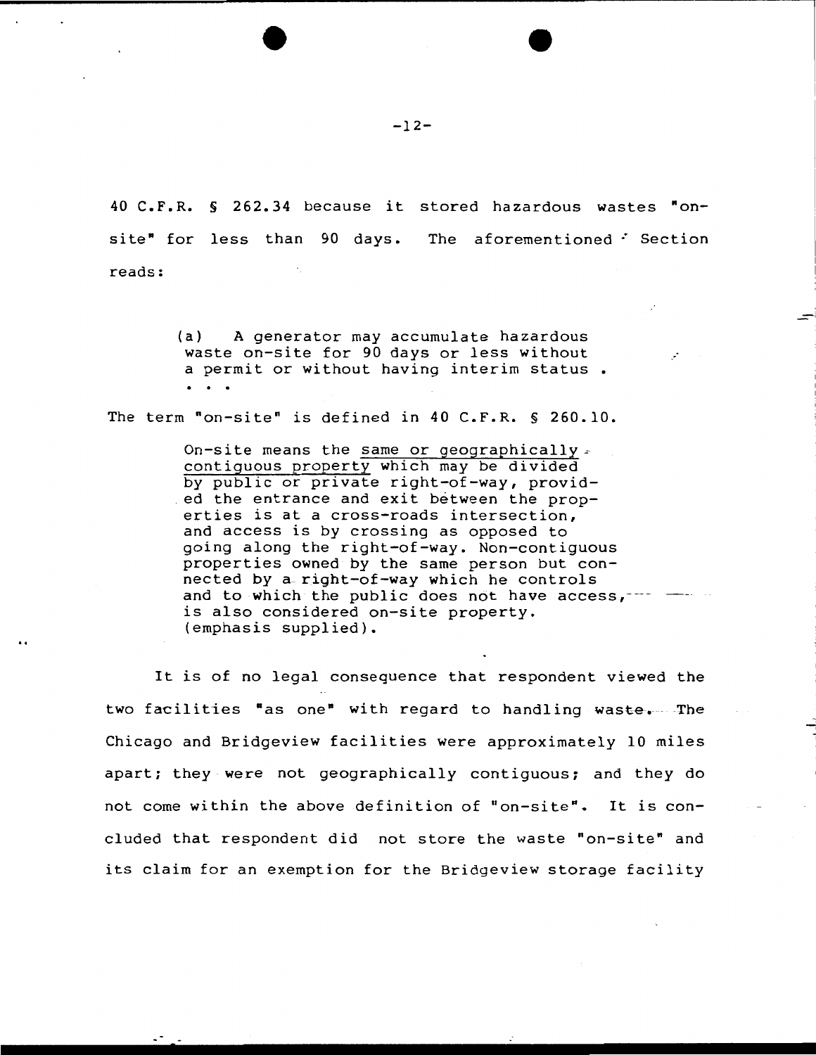40 C.F.R. § 262.34 because it stored hazardous wastes "on-site" for less than 90 days. The aforementioned Section reads:

> (a) A generator may accumulate hazardous waste on-site for 90 days or less without a permit or without having interim status . . . .

The term "on-site" is defined in 40 C.F.R. § 260.10.

> On-site means the <u>same or geographically contiguous property</u> which may be divided by public or private right-of-way, provided the entrance and exit between the properties is at a cross-roads intersection, and access is by crossing as opposed to going along the right-of-way. Non-contiguous properties owned by the same person but connected by a right-of-way which he controls and to which the public does not have access, is also considered on-site property. (emphasis supplied).

It is of no legal consequence that respondent viewed the two facilities "as one" with regard to handling waste. The Chicago and Bridgeview facilities were approximately 10 miles apart; they were not geographically contiguous; and they do not come within the above definition of "on-site". It is concluded that respondent did not store the waste "on-site" and its claim for an exemption for the Bridgeview storage facility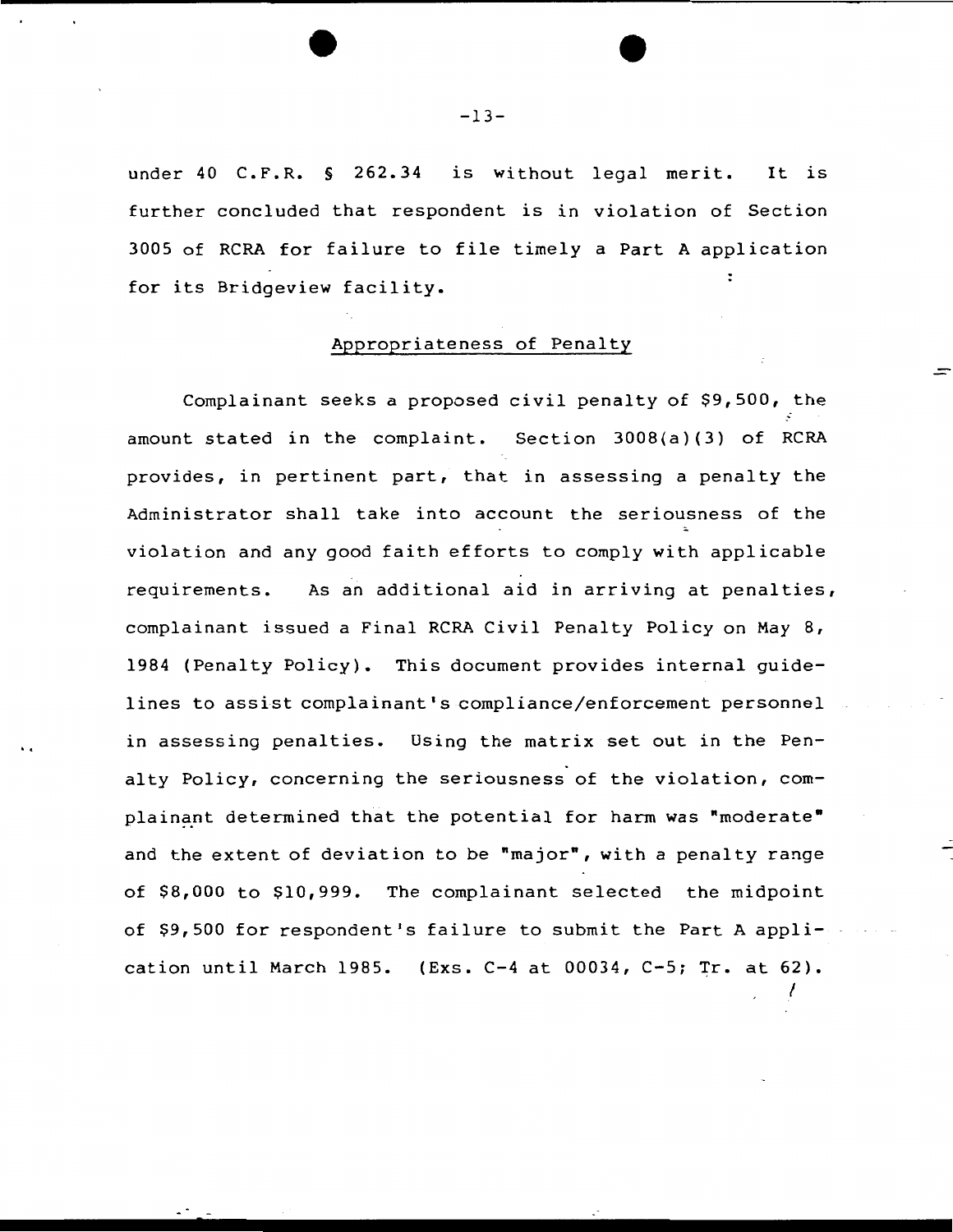under 40 C.F.R. § 262.34 is without legal merit. It is further concluded that respondent is in violation of Section 3005 of RCRA for failure to file timely a Part A application for its Bridgeview facility.

## Appropriateness of Penalty

Complainant seeks a proposed civil penalty of $9,500, the amount stated in the complaint. Section 3008(a)(3) of RCRA provides, in pertinent part, that in assessing a penalty the Administrator shall take into account the seriousness of the violation and any good faith efforts to comply with applicable requirements. As an additional aid in arriving at penalties, complainant issued a Final RCRA Civil Penalty Policy on May 8, 1984 (Penalty Policy). This document provides internal guidelines to assist complainant's compliance/enforcement personnel in assessing penalties. Using the matrix set out in the Penalty Policy, concerning the seriousness of the violation, complainant determined that the potential for harm was "moderate" and the extent of deviation to be "major", with a penalty range of $8,000 to $10,999. The complainant selected the midpoint of $9,500 for respondent's failure to submit the Part A application until March 1985. (Exs. C-4 at 00034, C-5; Tr. at 62).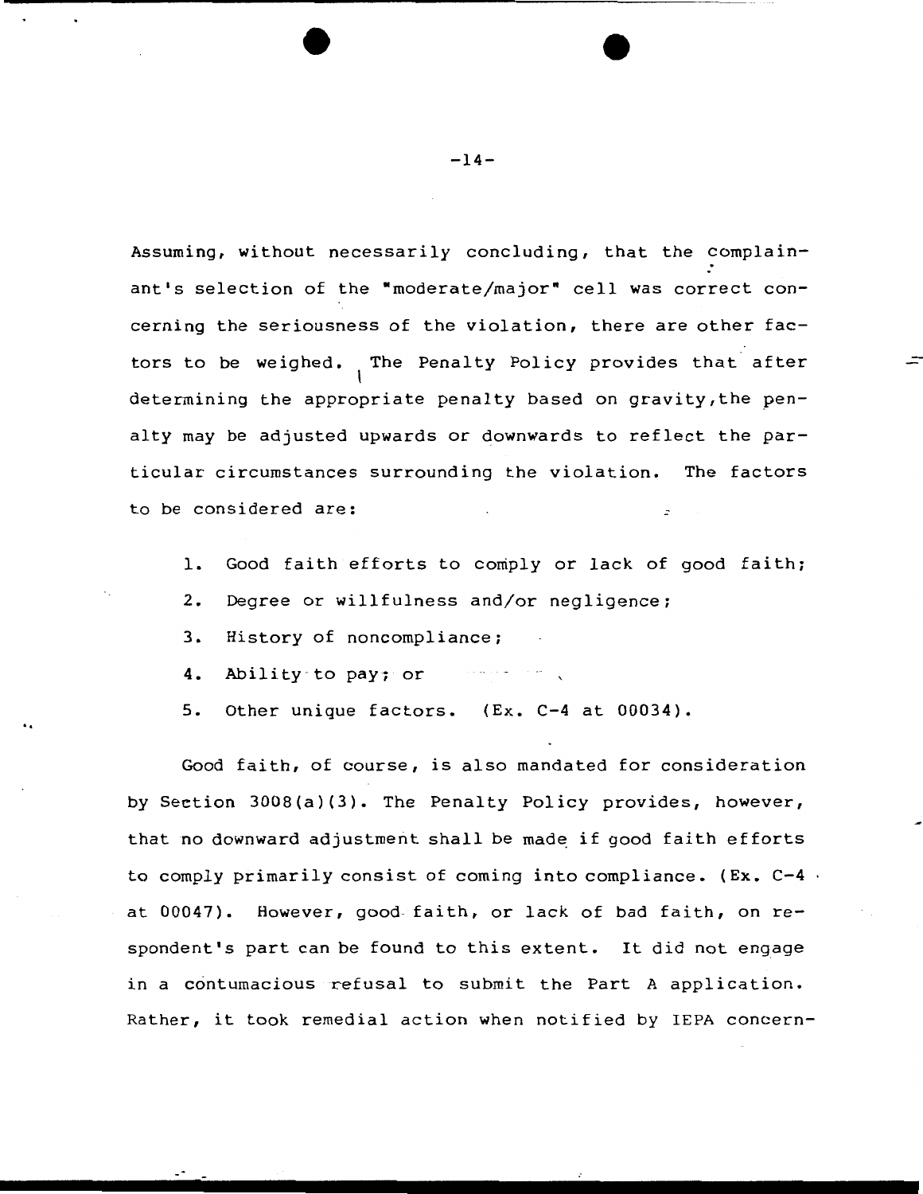Assuming, without necessarily concluding, that the complainant's selection of the "moderate/major" cell was correct concerning the seriousness of the violation, there are other factors to be weighed. The Penalty Policy provides that after determining the appropriate penalty based on gravity,the penalty may be adjusted upwards or downwards to reflect the particular circumstances surrounding the violation. The factors to be considered are:

1. Good faith efforts to comply or lack of good faith;
2. Degree or willfulness and/or negligence;
3. History of noncompliance;
4. Ability to pay; or
5. Other unique factors. (Ex. C-4 at 00034).

Good faith, of course, is also mandated for consideration by Section 3008(a)(3). The Penalty Policy provides, however, that no downward adjustment shall be made if good faith efforts to comply primarily consist of coming into compliance. (Ex. C-4 at 00047). However, good faith, or lack of bad faith, on respondent's part can be found to this extent. It did not engage in a contumacious refusal to submit the Part A application. Rather, it took remedial action when notified by IEPA concern-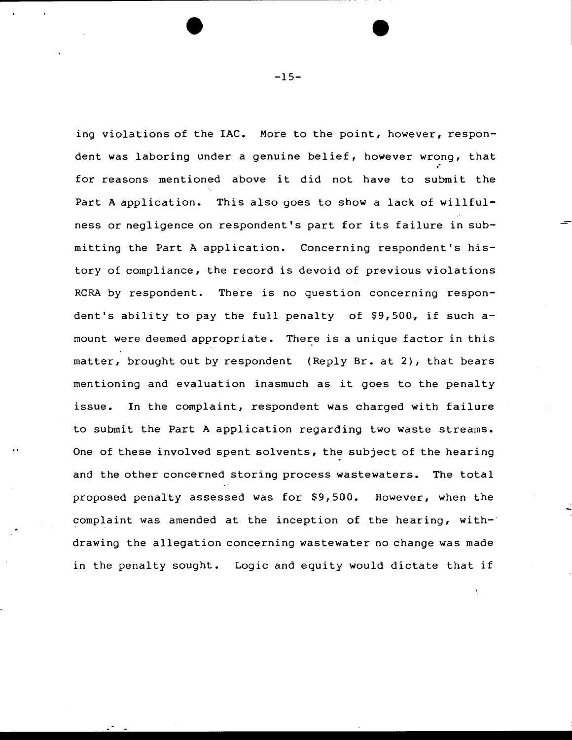ing violations of the IAC. More to the point, however, respondent was laboring under a genuine belief, however wrong, that for reasons mentioned above it did not have to submit the Part A application. This also goes to show a lack of willfulness or negligence on respondent's part for its failure in submitting the Part A application. Concerning respondent's history of compliance, the record is devoid of previous violations RCRA by respondent. There is no question concerning respondent's ability to pay the full penalty of $9,500, if such amount were deemed appropriate. There is a unique factor in this matter, brought out by respondent (Reply Br. at 2), that bears mentioning and evaluation inasmuch as it goes to the penalty issue. In the complaint, respondent was charged with failure to submit the Part A application regarding two waste streams. One of these involved spent solvents, the subject of the hearing and the other concerned storing process wastewaters. The total proposed penalty assessed was for $9,500. However, when the complaint was amended at the inception of the hearing, withdrawing the allegation concerning wastewater no change was made in the penalty sought. Logic and equity would dictate that if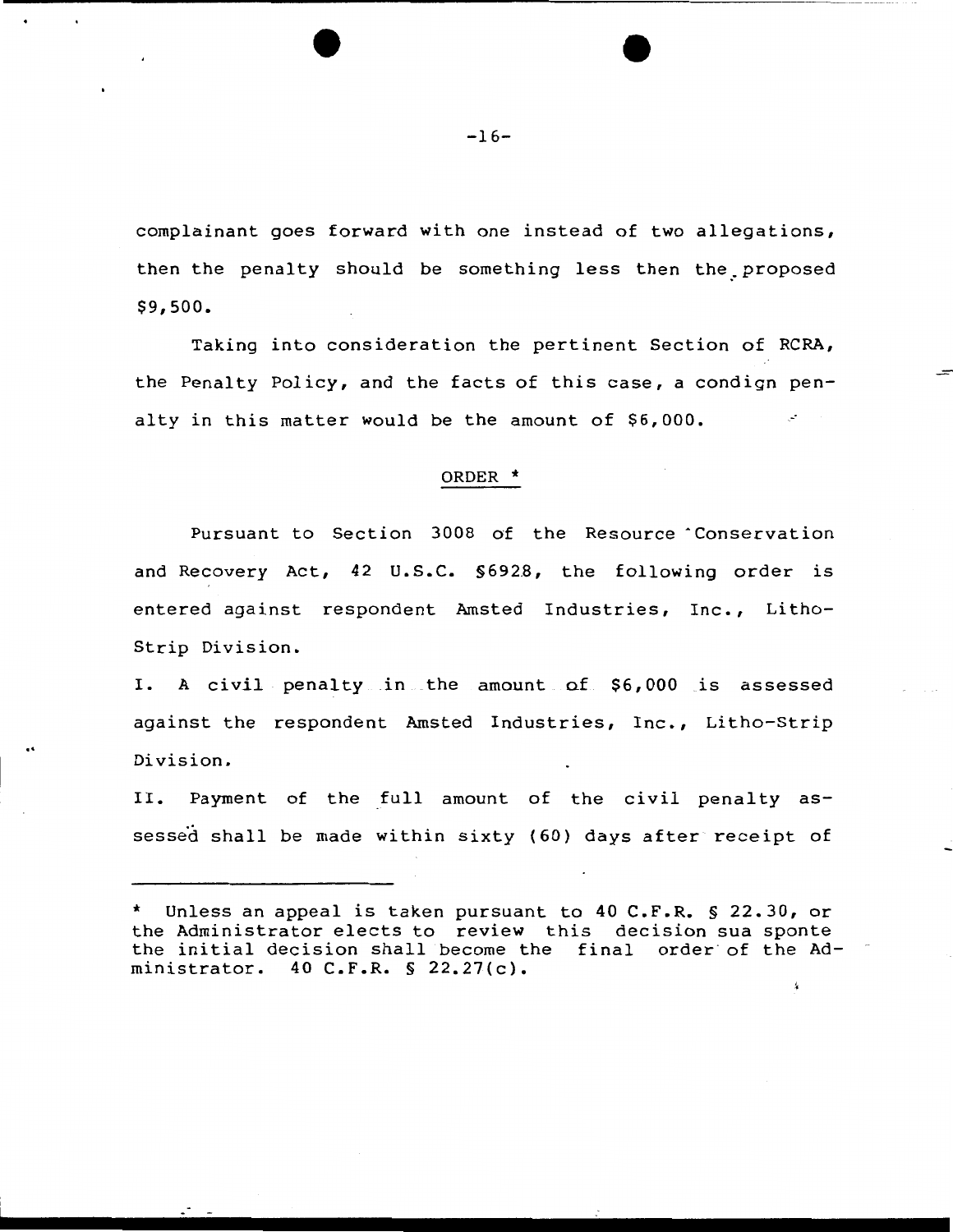complainant goes forward with one instead of two allegations, then the penalty should be something less then the proposed $9,500.

Taking into consideration the pertinent Section of RCRA, the Penalty Policy, and the facts of this case, a condign penalty in this matter would be the amount of $6,000.

## ORDER *

Pursuant to Section 3008 of the Resource Conservation and Recovery Act, 42 U.S.C. §6928, the following order is entered against respondent Amsted Industries, Inc., Litho-Strip Division.

I. A civil penalty in the amount of $6,000 is assessed against the respondent Amsted Industries, Inc., Litho-Strip Division.

II. Payment of the full amount of the civil penalty assessed shall be made within sixty (60) days after receipt of

---

* Unless an appeal is taken pursuant to 40 C.F.R. § 22.30, or the Administrator elects to review this decision sua sponte the initial decision shall become the final order of the Administrator. 40 C.F.R. § 22.27(c).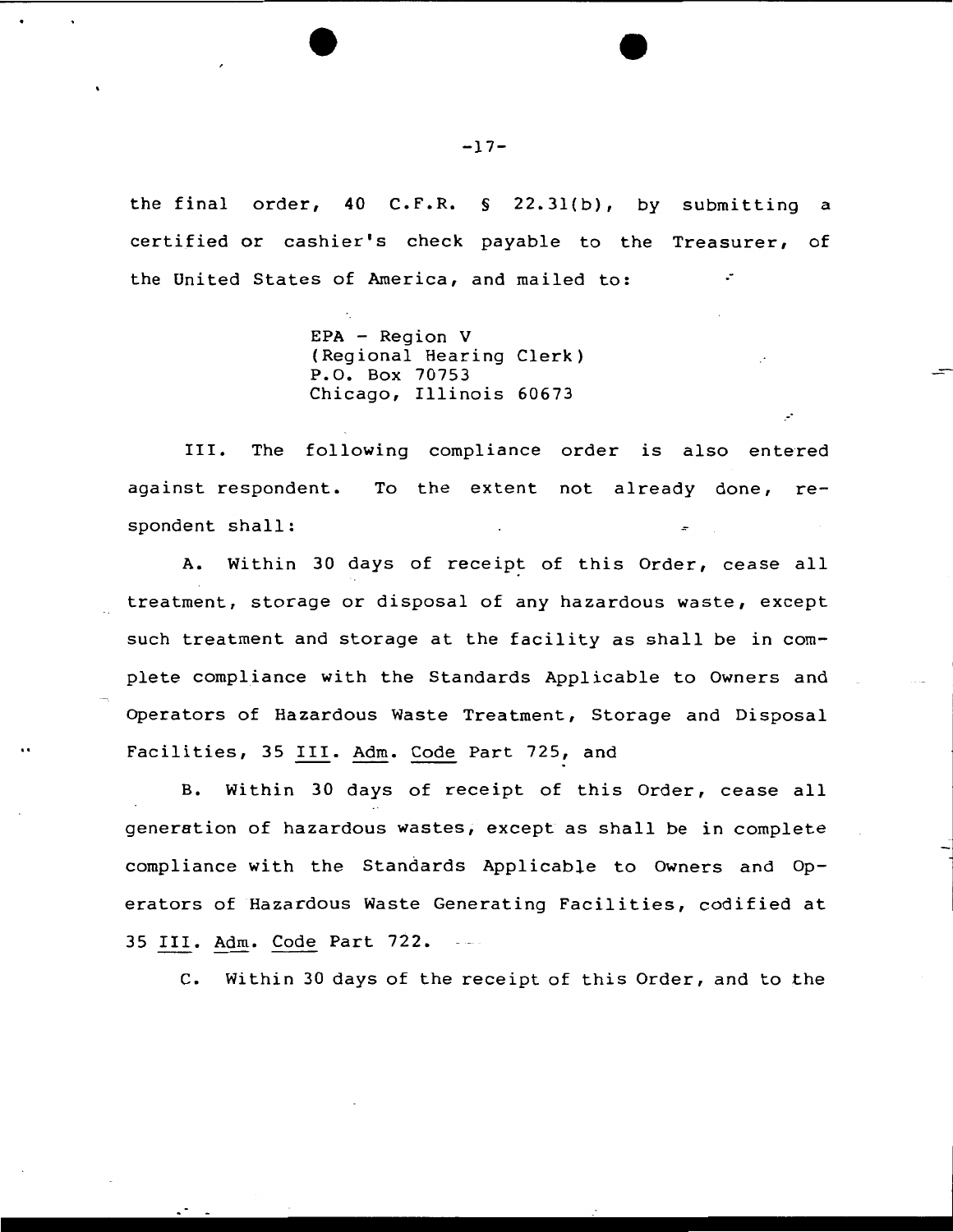the final order, 40 C.F.R. § 22.31(b), by submitting a certified or cashier's check payable to the Treasurer, of the United States of America, and mailed to:

> EPA - Region V
> (Regional Hearing Clerk)
> P.O. Box 70753
> Chicago, Illinois 60673

III. The following compliance order is also entered against respondent. To the extent not already done, respondent shall:

A. Within 30 days of receipt of this Order, cease all treatment, storage or disposal of any hazardous waste, except such treatment and storage at the facility as shall be in complete compliance with the Standards Applicable to Owners and Operators of Hazardous Waste Treatment, Storage and Disposal Facilities, 35 Ill. Adm. Code Part 725, and

B. Within 30 days of receipt of this Order, cease all generation of hazardous wastes, except as shall be in complete compliance with the Standards Applicable to Owners and Operators of Hazardous Waste Generating Facilities, codified at 35 Ill. Adm. Code Part 722.

C. Within 30 days of the receipt of this Order, and to the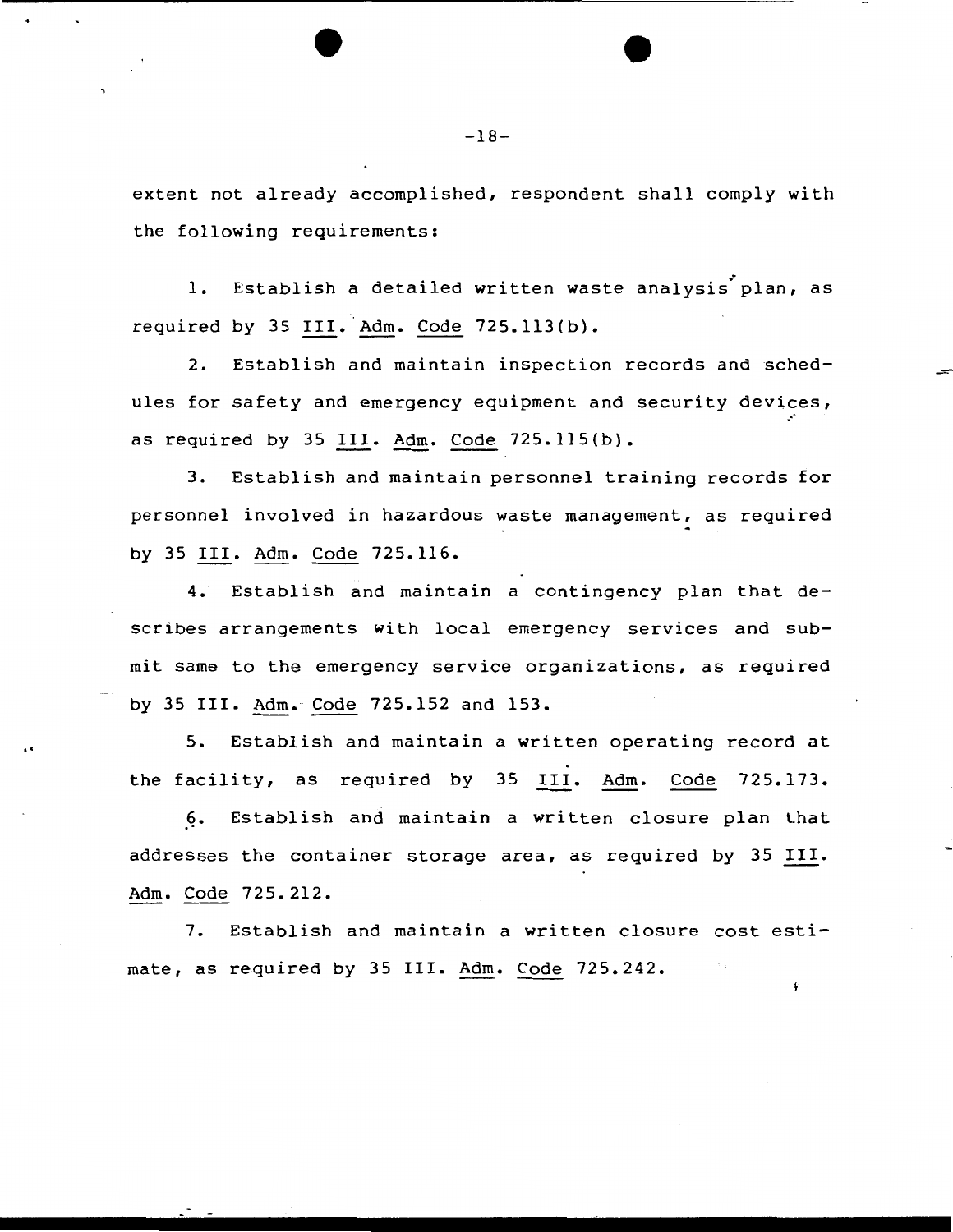extent not already accomplished, respondent shall comply with the following requirements:

1. Establish a detailed written waste analysis plan, as required by 35 Ill. Adm. Code 725.113(b).

2. Establish and maintain inspection records and schedules for safety and emergency equipment and security devices, as required by 35 Ill. Adm. Code 725.115(b).

3. Establish and maintain personnel training records for personnel involved in hazardous waste management, as required by 35 Ill. Adm. Code 725.116.

4. Establish and maintain a contingency plan that describes arrangements with local emergency services and submit same to the emergency service organizations, as required by 35 Ill. Adm. Code 725.152 and 153.

5. Establish and maintain a written operating record at the facility, as required by 35 Ill. Adm. Code 725.173.

6. Establish and maintain a written closure plan that addresses the container storage area, as required by 35 Ill. Adm. Code 725.212.

7. Establish and maintain a written closure cost estimate, as required by 35 Ill. Adm. Code 725.242.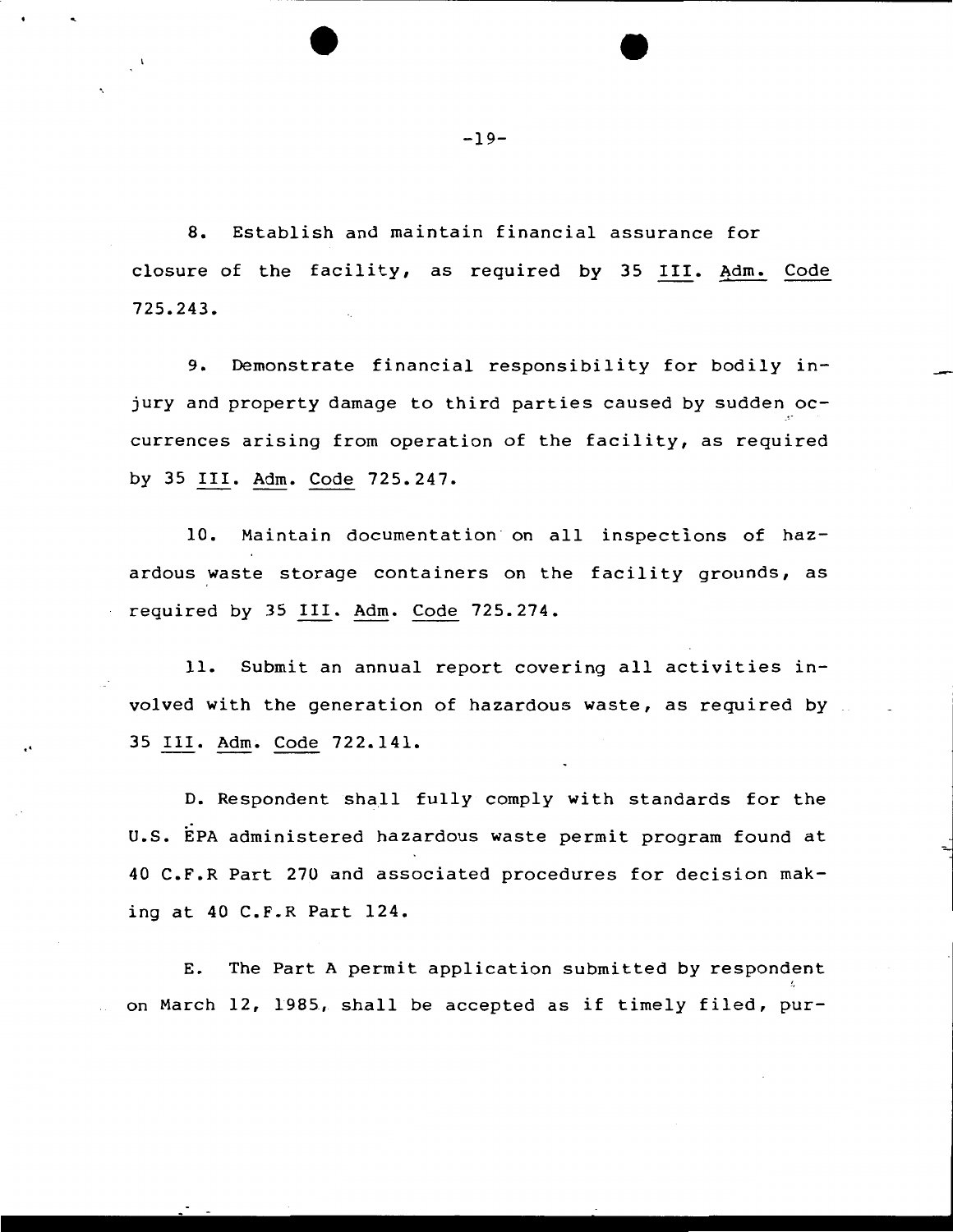8. Establish and maintain financial assurance for closure of the facility, as required by 35 Ill. Adm. Code 725.243.

9. Demonstrate financial responsibility for bodily injury and property damage to third parties caused by sudden occurrences arising from operation of the facility, as required by 35 Ill. Adm. Code 725.247.

10. Maintain documentation on all inspections of hazardous waste storage containers on the facility grounds, as required by 35 Ill. Adm. Code 725.274.

11. Submit an annual report covering all activities involved with the generation of hazardous waste, as required by 35 Ill. Adm. Code 722.141.

D. Respondent shall fully comply with standards for the U.S. EPA administered hazardous waste permit program found at 40 C.F.R Part 270 and associated procedures for decision making at 40 C.F.R Part 124.

E. The Part A permit application submitted by respondent on March 12, 1985, shall be accepted as if timely filed, pur-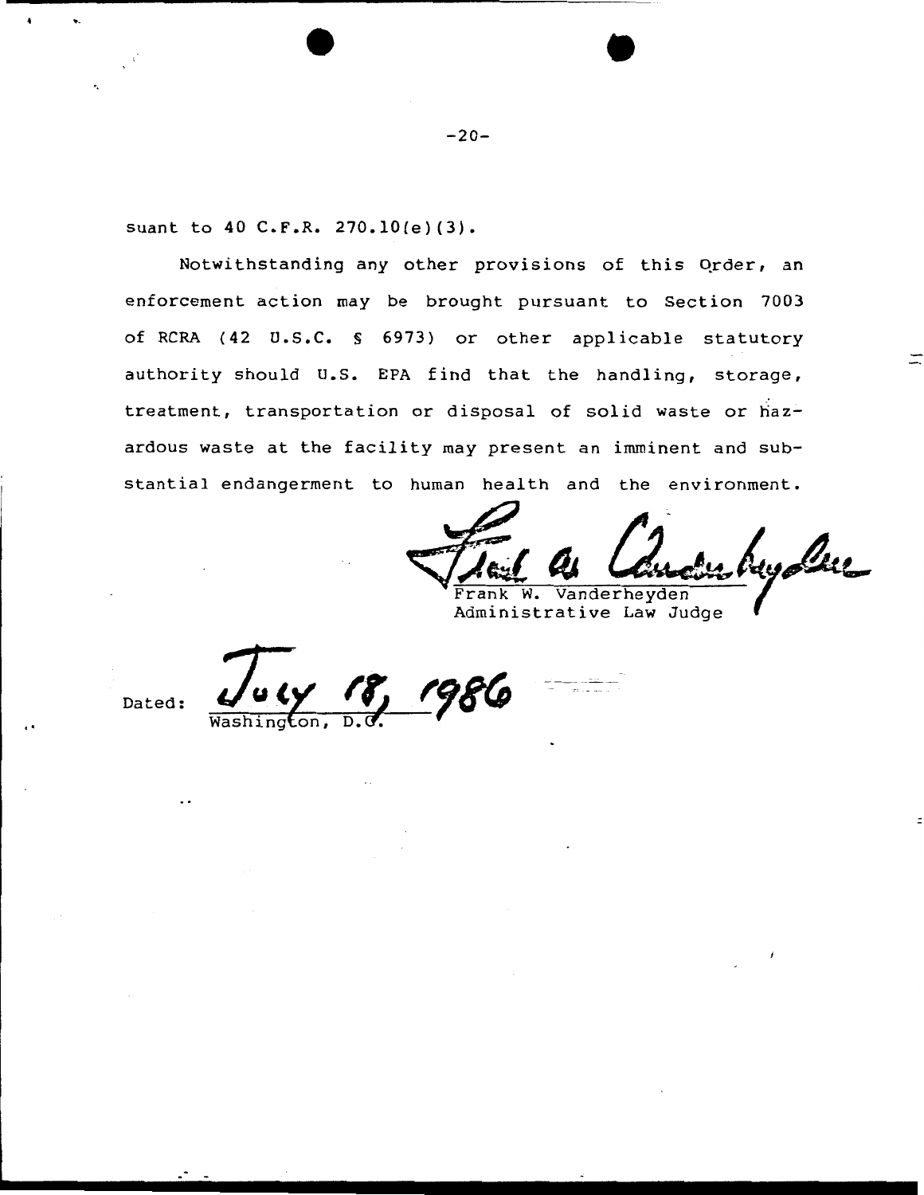suant to 40 C.F.R. 270.10(e)(3).

Notwithstanding any other provisions of this Order, an enforcement action may be brought pursuant to Section 7003 of RCRA (42 U.S.C. § 6973) or other applicable statutory authority should U.S. EPA find that the handling, storage, treatment, transportation or disposal of solid waste or hazardous waste at the facility may present an imminent and substantial endangerment to human health and the environment.

Frank W. Vanderheyden
Administrative Law Judge

Dated: July 18, 1986
Washington, D.C.